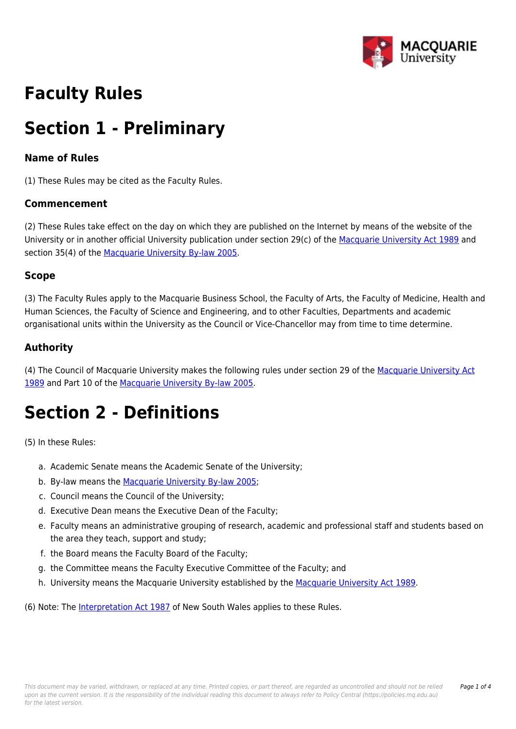# Faculty Rules

# Section 1 - Preliminary

### Name of Rules

(1) These Rules may be cited as the Faculty Rules.

### Commencement

(2) These Rules take effect on the day on which they are published on the Internet by means of the website of the University or in another official University publication under section 29(c) of the Macquarie University Act 1989 and section 35(4) of the Macquarie University By-law 2005.

### Scope

(3) The Faculty Rules apply to the Macquarie Business School, the Faculty of Arts, the Faculty of Medicine, Health and Human Sciences, the Faculty of Science and Engineering, and to other Faculties, Departments and academic organisational units within the University as the Council or Vice-Chancellor may from time to time determine.

### Authority

(4) The Council of Macquarie University makes the following rules under section 29 of the Macquarie University Act 1989 and Part 10 of the Macquarie University By-law 2005.

# Section 2 - Definitions

(5) In these Rules:

a. Academic Senate means the Academic Senate of the University;
b. By-law means the Macquarie University By-law 2005;
c. Council means the Council of the University;
d. Executive Dean means the Executive Dean of the Faculty;
e. Faculty means an administrative grouping of research, academic and professional staff and students based on the area they teach, support and study;
f. the Board means the Faculty Board of the Faculty;
g. the Committee means the Faculty Executive Committee of the Faculty; and
h. University means the Macquarie University established by the Macquarie University Act 1989.

(6) Note: The Interpretation Act 1987 of New South Wales applies to these Rules.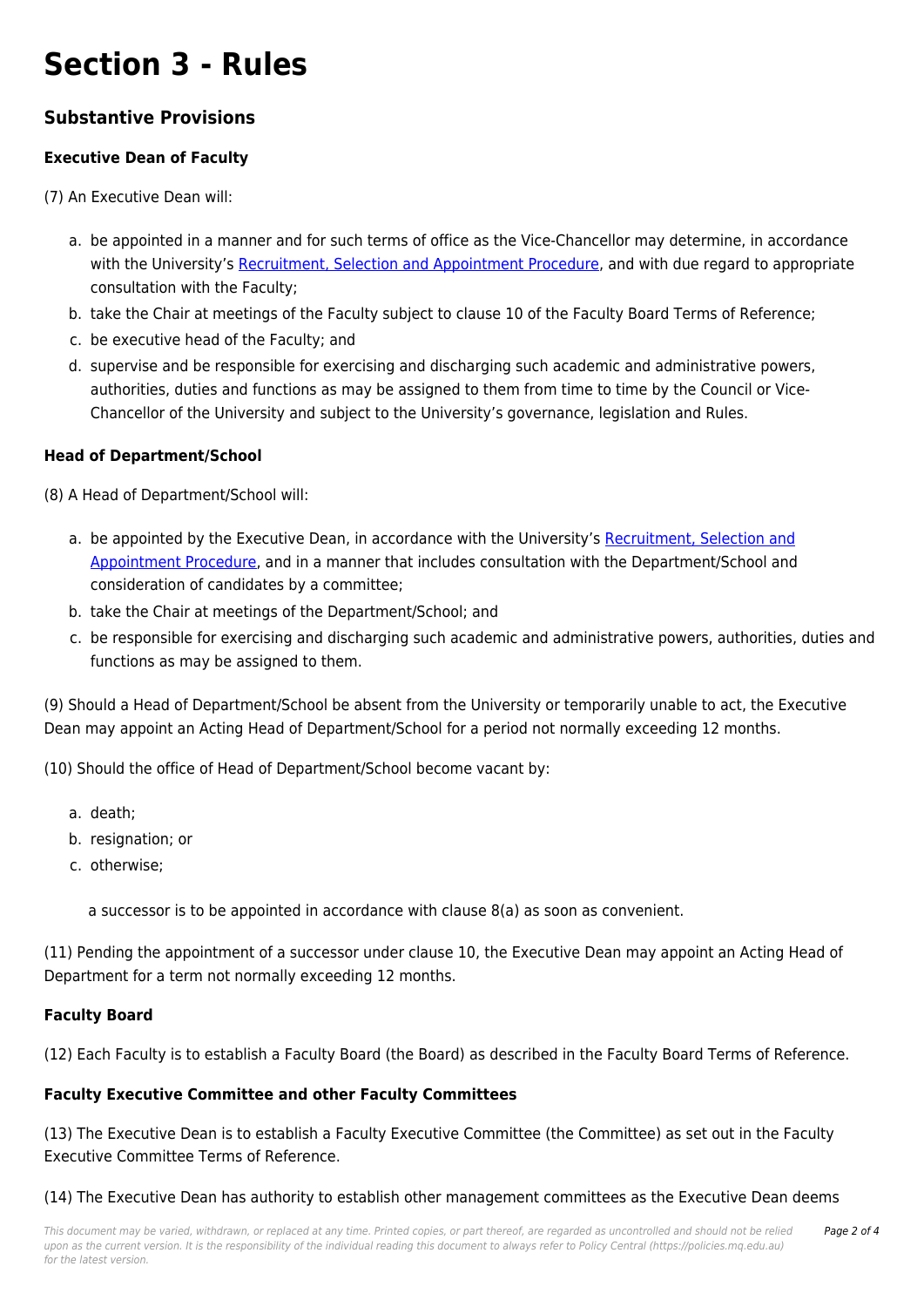# Section 3 - Rules

## Substantive Provisions

### Executive Dean of Faculty

(7) An Executive Dean will:

a. be appointed in a manner and for such terms of office as the Vice-Chancellor may determine, in accordance with the University's Recruitment, Selection and Appointment Procedure, and with due regard to appropriate consultation with the Faculty;
b. take the Chair at meetings of the Faculty subject to clause 10 of the Faculty Board Terms of Reference;
c. be executive head of the Faculty; and
d. supervise and be responsible for exercising and discharging such academic and administrative powers, authorities, duties and functions as may be assigned to them from time to time by the Council or Vice-Chancellor of the University and subject to the University's governance, legislation and Rules.

### Head of Department/School

(8) A Head of Department/School will:

a. be appointed by the Executive Dean, in accordance with the University's Recruitment, Selection and Appointment Procedure, and in a manner that includes consultation with the Department/School and consideration of candidates by a committee;
b. take the Chair at meetings of the Department/School; and
c. be responsible for exercising and discharging such academic and administrative powers, authorities, duties and functions as may be assigned to them.

(9) Should a Head of Department/School be absent from the University or temporarily unable to act, the Executive Dean may appoint an Acting Head of Department/School for a period not normally exceeding 12 months.

(10) Should the office of Head of Department/School become vacant by:

a. death;
b. resignation; or
c. otherwise;

a successor is to be appointed in accordance with clause 8(a) as soon as convenient.

(11) Pending the appointment of a successor under clause 10, the Executive Dean may appoint an Acting Head of Department for a term not normally exceeding 12 months.

### Faculty Board

(12) Each Faculty is to establish a Faculty Board (the Board) as described in the Faculty Board Terms of Reference.

### Faculty Executive Committee and other Faculty Committees

(13) The Executive Dean is to establish a Faculty Executive Committee (the Committee) as set out in the Faculty Executive Committee Terms of Reference.

(14) The Executive Dean has authority to establish other management committees as the Executive Dean deems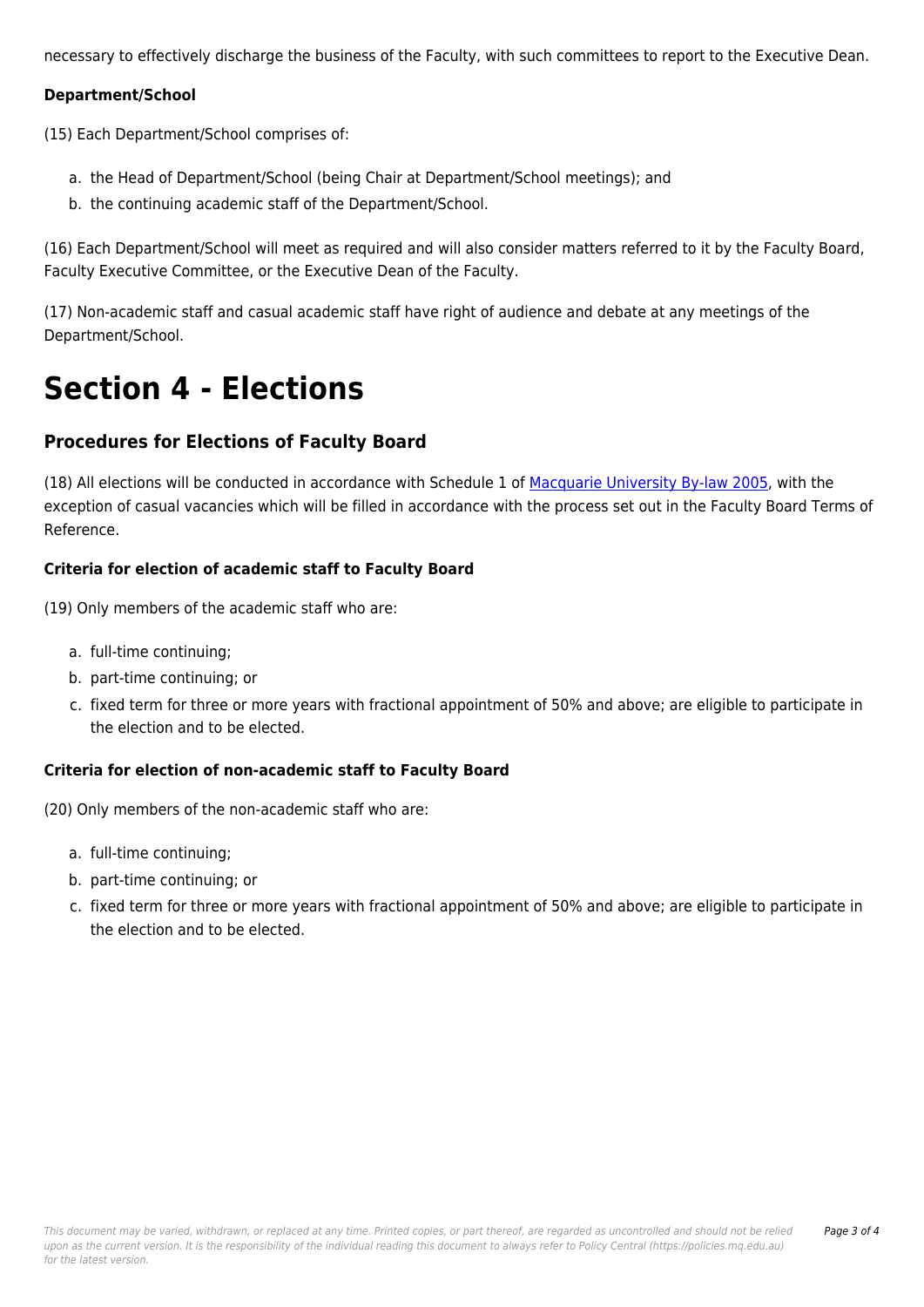necessary to effectively discharge the business of the Faculty, with such committees to report to the Executive Dean.

**Department/School**

(15) Each Department/School comprises of:

a. the Head of Department/School (being Chair at Department/School meetings); and
b. the continuing academic staff of the Department/School.

(16) Each Department/School will meet as required and will also consider matters referred to it by the Faculty Board, Faculty Executive Committee, or the Executive Dean of the Faculty.

(17) Non-academic staff and casual academic staff have right of audience and debate at any meetings of the Department/School.

# Section 4 - Elections

## Procedures for Elections of Faculty Board

(18) All elections will be conducted in accordance with Schedule 1 of Macquarie University By-law 2005, with the exception of casual vacancies which will be filled in accordance with the process set out in the Faculty Board Terms of Reference.

### Criteria for election of academic staff to Faculty Board

(19) Only members of the academic staff who are:

a. full-time continuing;
b. part-time continuing; or
c. fixed term for three or more years with fractional appointment of 50% and above; are eligible to participate in the election and to be elected.

### Criteria for election of non-academic staff to Faculty Board

(20) Only members of the non-academic staff who are:

a. full-time continuing;
b. part-time continuing; or
c. fixed term for three or more years with fractional appointment of 50% and above; are eligible to participate in the election and to be elected.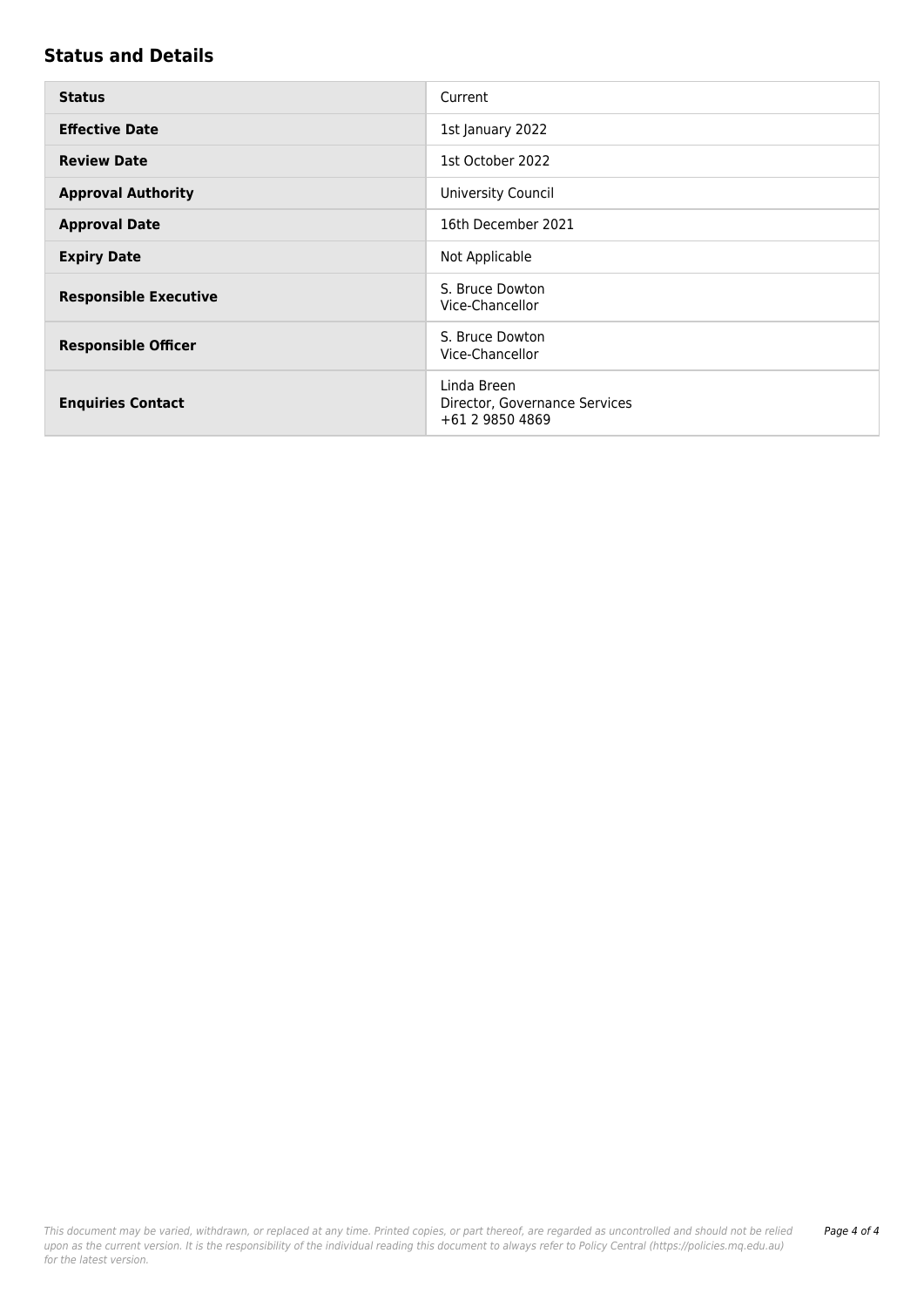## Status and Details

| | |
|---|---|
| **Status** | Current |
| **Effective Date** | 1st January 2022 |
| **Review Date** | 1st October 2022 |
| **Approval Authority** | University Council |
| **Approval Date** | 16th December 2021 |
| **Expiry Date** | Not Applicable |
| **Responsible Executive** | S. Bruce Dowton<br>Vice-Chancellor |
| **Responsible Officer** | S. Bruce Dowton<br>Vice-Chancellor |
| **Enquiries Contact** | Linda Breen<br>Director, Governance Services<br>+61 2 9850 4869 |